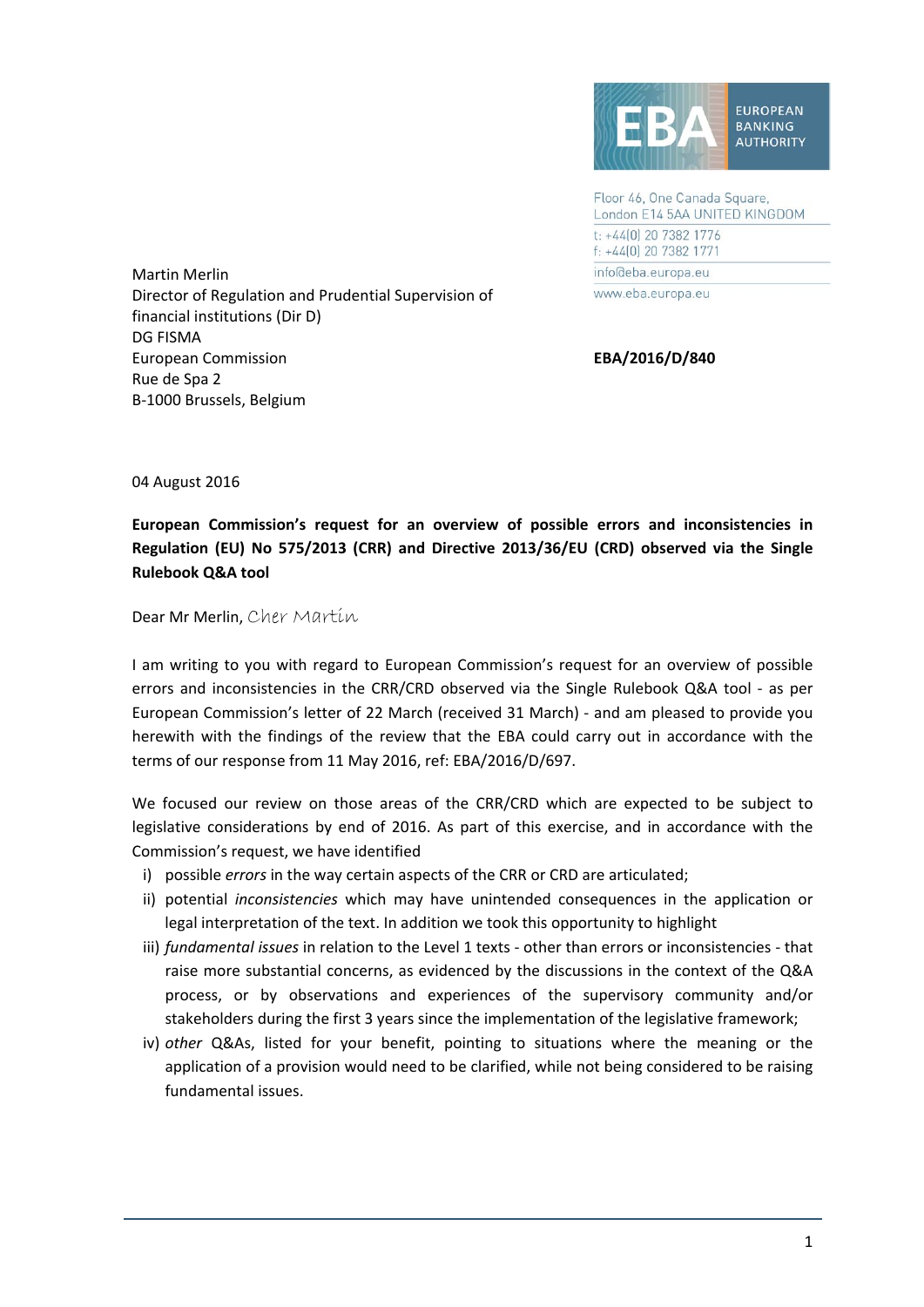EUROPEAN BANKING AUTHORITY

Floor 46, One Canada Square,
London E14 5AA UNITED KINGDOM

t: +44(0) 20 7382 1776
f: +44(0) 20 7382 1771

info@eba.europa.eu

www.eba.europa.eu

Martin Merlin
Director of Regulation and Prudential Supervision of financial institutions (Dir D)
DG FISMA
European Commission
Rue de Spa 2
B-1000 Brussels, Belgium

**EBA/2016/D/840**

04 August 2016

**European Commission's request for an overview of possible errors and inconsistencies in Regulation (EU) No 575/2013 (CRR) and Directive 2013/36/EU (CRD) observed via the Single Rulebook Q&A tool**

Dear Mr Merlin, Cher Martin

I am writing to you with regard to European Commission's request for an overview of possible errors and inconsistencies in the CRR/CRD observed via the Single Rulebook Q&A tool - as per European Commission's letter of 22 March (received 31 March) - and am pleased to provide you herewith with the findings of the review that the EBA could carry out in accordance with the terms of our response from 11 May 2016, ref: EBA/2016/D/697.

We focused our review on those areas of the CRR/CRD which are expected to be subject to legislative considerations by end of 2016. As part of this exercise, and in accordance with the Commission's request, we have identified

i) possible *errors* in the way certain aspects of the CRR or CRD are articulated;
ii) potential *inconsistencies* which may have unintended consequences in the application or legal interpretation of the text. In addition we took this opportunity to highlight
iii) *fundamental issues* in relation to the Level 1 texts - other than errors or inconsistencies - that raise more substantial concerns, as evidenced by the discussions in the context of the Q&A process, or by observations and experiences of the supervisory community and/or stakeholders during the first 3 years since the implementation of the legislative framework;
iv) *other* Q&As, listed for your benefit, pointing to situations where the meaning or the application of a provision would need to be clarified, while not being considered to be raising fundamental issues.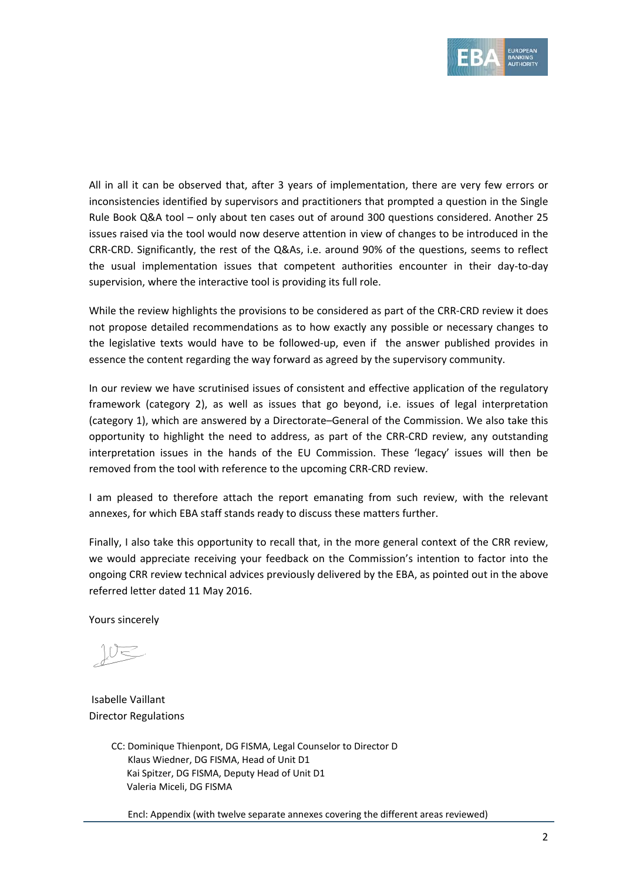All in all it can be observed that, after 3 years of implementation, there are very few errors or inconsistencies identified by supervisors and practitioners that prompted a question in the Single Rule Book Q&A tool – only about ten cases out of around 300 questions considered. Another 25 issues raised via the tool would now deserve attention in view of changes to be introduced in the CRR-CRD. Significantly, the rest of the Q&As, i.e. around 90% of the questions, seems to reflect the usual implementation issues that competent authorities encounter in their day-to-day supervision, where the interactive tool is providing its full role.

While the review highlights the provisions to be considered as part of the CRR-CRD review it does not propose detailed recommendations as to how exactly any possible or necessary changes to the legislative texts would have to be followed-up, even if the answer published provides in essence the content regarding the way forward as agreed by the supervisory community.

In our review we have scrutinised issues of consistent and effective application of the regulatory framework (category 2), as well as issues that go beyond, i.e. issues of legal interpretation (category 1), which are answered by a Directorate–General of the Commission. We also take this opportunity to highlight the need to address, as part of the CRR-CRD review, any outstanding interpretation issues in the hands of the EU Commission. These 'legacy' issues will then be removed from the tool with reference to the upcoming CRR-CRD review.

I am pleased to therefore attach the report emanating from such review, with the relevant annexes, for which EBA staff stands ready to discuss these matters further.

Finally, I also take this opportunity to recall that, in the more general context of the CRR review, we would appreciate receiving your feedback on the Commission's intention to factor into the ongoing CRR review technical advices previously delivered by the EBA, as pointed out in the above referred letter dated 11 May 2016.

Yours sincerely

Isabelle Vaillant
Director Regulations

CC: Dominique Thienpont, DG FISMA, Legal Counselor to Director D
Klaus Wiedner, DG FISMA, Head of Unit D1
Kai Spitzer, DG FISMA, Deputy Head of Unit D1
Valeria Miceli, DG FISMA

Encl: Appendix (with twelve separate annexes covering the different areas reviewed)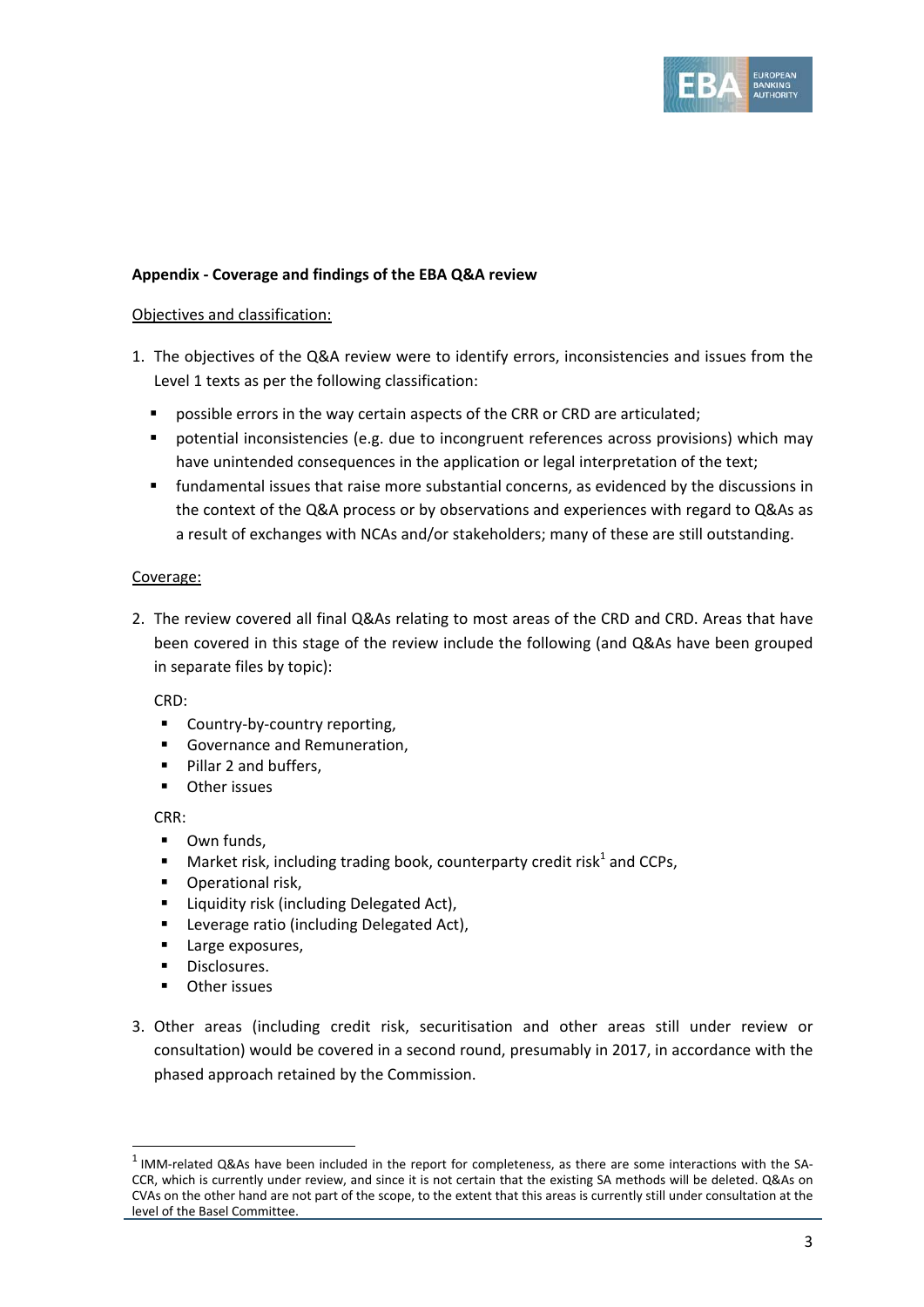**Appendix - Coverage and findings of the EBA Q&A review**

Objectives and classification:

1. The objectives of the Q&A review were to identify errors, inconsistencies and issues from the Level 1 texts as per the following classification:
   - possible errors in the way certain aspects of the CRR or CRD are articulated;
   - potential inconsistencies (e.g. due to incongruent references across provisions) which may have unintended consequences in the application or legal interpretation of the text;
   - fundamental issues that raise more substantial concerns, as evidenced by the discussions in the context of the Q&A process or by observations and experiences with regard to Q&As as a result of exchanges with NCAs and/or stakeholders; many of these are still outstanding.

Coverage:

2. The review covered all final Q&As relating to most areas of the CRD and CRD. Areas that have been covered in this stage of the review include the following (and Q&As have been grouped in separate files by topic):

   CRD:

   - Country-by-country reporting,
   - Governance and Remuneration,
   - Pillar 2 and buffers,
   - Other issues

   CRR:

   - Own funds,
   - Market risk, including trading book, counterparty credit risk[1] and CCPs,
   - Operational risk,
   - Liquidity risk (including Delegated Act),
   - Leverage ratio (including Delegated Act),
   - Large exposures,
   - Disclosures.
   - Other issues

3. Other areas (including credit risk, securitisation and other areas still under review or consultation) would be covered in a second round, presumably in 2017, in accordance with the phased approach retained by the Commission.

[1] IMM-related Q&As have been included in the report for completeness, as there are some interactions with the SA-CCR, which is currently under review, and since it is not certain that the existing SA methods will be deleted. Q&As on CVAs on the other hand are not part of the scope, to the extent that this areas is currently still under consultation at the level of the Basel Committee.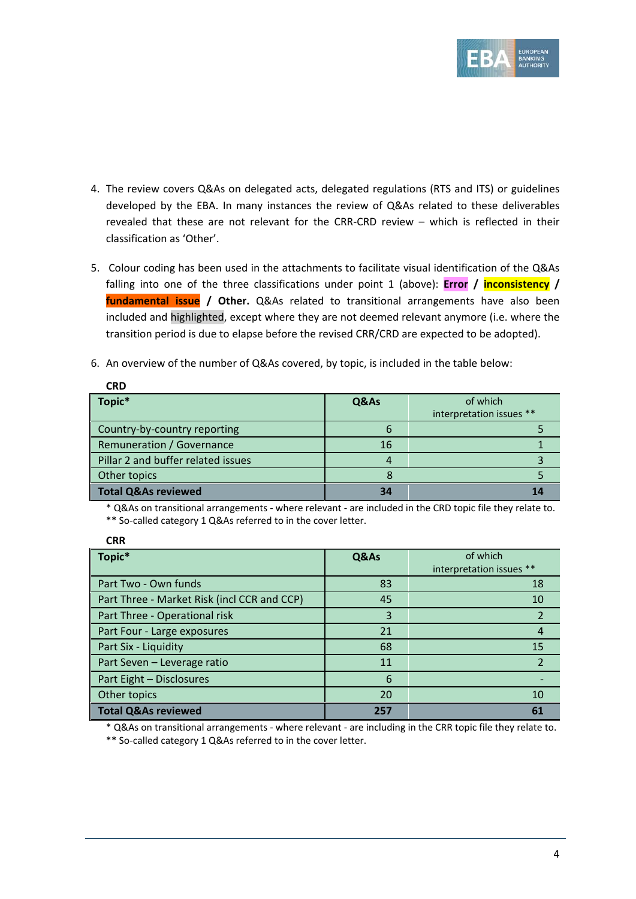4. The review covers Q&As on delegated acts, delegated regulations (RTS and ITS) or guidelines developed by the EBA. In many instances the review of Q&As related to these deliverables revealed that these are not relevant for the CRR-CRD review – which is reflected in their classification as 'Other'.

5. Colour coding has been used in the attachments to facilitate visual identification of the Q&As falling into one of the three classifications under point 1 (above): **Error** / **inconsistency** / **fundamental issue** / **Other.** Q&As related to transitional arrangements have also been included and highlighted, except where they are not deemed relevant anymore (i.e. where the transition period is due to elapse before the revised CRR/CRD are expected to be adopted).

6. An overview of the number of Q&As covered, by topic, is included in the table below:

**CRD**

| Topic* | Q&As | of which interpretation issues ** |
|---|---|---|
| Country-by-country reporting | 6 | 5 |
| Remuneration / Governance | 16 | 1 |
| Pillar 2 and buffer related issues | 4 | 3 |
| Other topics | 8 | 5 |
| **Total Q&As reviewed** | **34** | **14** |

\* Q&As on transitional arrangements - where relevant - are included in the CRD topic file they relate to.
** So-called category 1 Q&As referred to in the cover letter.

**CRR**

| Topic* | Q&As | of which interpretation issues ** |
|---|---|---|
| Part Two - Own funds | 83 | 18 |
| Part Three - Market Risk (incl CCR and CCP) | 45 | 10 |
| Part Three - Operational risk | 3 | 2 |
| Part Four - Large exposures | 21 | 4 |
| Part Six - Liquidity | 68 | 15 |
| Part Seven – Leverage ratio | 11 | 2 |
| Part Eight – Disclosures | 6 | - |
| Other topics | 20 | 10 |
| **Total Q&As reviewed** | **257** | **61** |

\* Q&As on transitional arrangements - where relevant - are including in the CRR topic file they relate to.
** So-called category 1 Q&As referred to in the cover letter.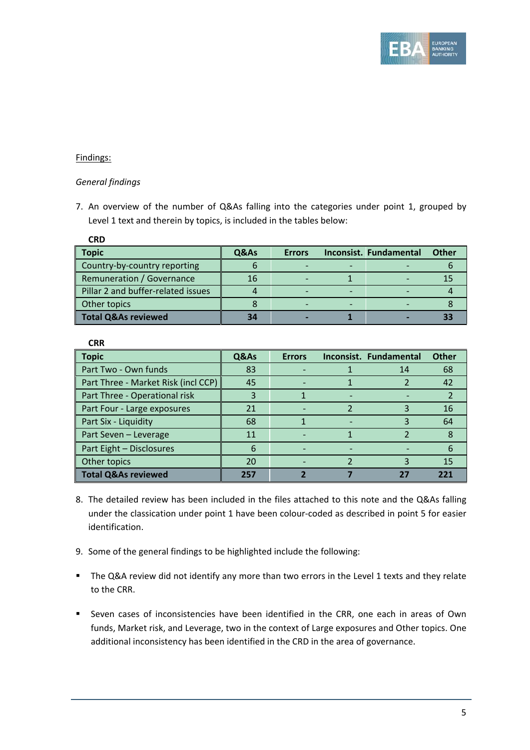Findings:

*General findings*

7. An overview of the number of Q&As falling into the categories under point 1, grouped by Level 1 text and therein by topics, is included in the tables below:

**CRD**

| Topic | Q&As | Errors | Inconsist. | Fundamental | Other |
|---|---|---|---|---|---|
| Country-by-country reporting | 6 | - | - | - | 6 |
| Remuneration / Governance | 16 | - | 1 | - | 15 |
| Pillar 2 and buffer-related issues | 4 | - | - | - | 4 |
| Other topics | 8 | - | - | - | 8 |
| **Total Q&As reviewed** | **34** | **-** | **1** | **-** | **33** |

**CRR**

| Topic | Q&As | Errors | Inconsist. | Fundamental | Other |
|---|---|---|---|---|---|
| Part Two - Own funds | 83 | - | 1 | 14 | 68 |
| Part Three - Market Risk (incl CCP) | 45 | - | 1 | 2 | 42 |
| Part Three - Operational risk | 3 | 1 | - | - | 2 |
| Part Four - Large exposures | 21 | - | 2 | 3 | 16 |
| Part Six - Liquidity | 68 | 1 | - | 3 | 64 |
| Part Seven – Leverage | 11 | - | 1 | 2 | 8 |
| Part Eight – Disclosures | 6 | - | - | - | 6 |
| Other topics | 20 | - | 2 | 3 | 15 |
| **Total Q&As reviewed** | **257** | **2** | **7** | **27** | **221** |

8. The detailed review has been included in the files attached to this note and the Q&As falling under the classication under point 1 have been colour-coded as described in point 5 for easier identification.

9. Some of the general findings to be highlighted include the following:

- The Q&A review did not identify any more than two errors in the Level 1 texts and they relate to the CRR.

- Seven cases of inconsistencies have been identified in the CRR, one each in areas of Own funds, Market risk, and Leverage, two in the context of Large exposures and Other topics. One additional inconsistency has been identified in the CRD in the area of governance.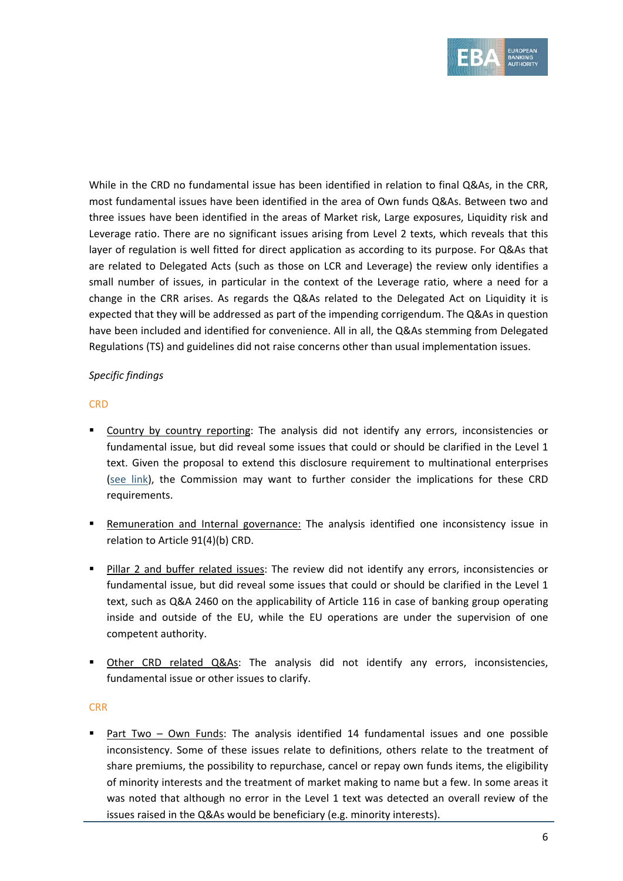While in the CRD no fundamental issue has been identified in relation to final Q&As, in the CRR, most fundamental issues have been identified in the area of Own funds Q&As. Between two and three issues have been identified in the areas of Market risk, Large exposures, Liquidity risk and Leverage ratio. There are no significant issues arising from Level 2 texts, which reveals that this layer of regulation is well fitted for direct application as according to its purpose. For Q&As that are related to Delegated Acts (such as those on LCR and Leverage) the review only identifies a small number of issues, in particular in the context of the Leverage ratio, where a need for a change in the CRR arises. As regards the Q&As related to the Delegated Act on Liquidity it is expected that they will be addressed as part of the impending corrigendum. The Q&As in question have been included and identified for convenience. All in all, the Q&As stemming from Delegated Regulations (TS) and guidelines did not raise concerns other than usual implementation issues.

*Specific findings*

CRD

- Country by country reporting: The analysis did not identify any errors, inconsistencies or fundamental issue, but did reveal some issues that could or should be clarified in the Level 1 text. Given the proposal to extend this disclosure requirement to multinational enterprises (see link), the Commission may want to further consider the implications for these CRD requirements.
- Remuneration and Internal governance: The analysis identified one inconsistency issue in relation to Article 91(4)(b) CRD.
- Pillar 2 and buffer related issues: The review did not identify any errors, inconsistencies or fundamental issue, but did reveal some issues that could or should be clarified in the Level 1 text, such as Q&A 2460 on the applicability of Article 116 in case of banking group operating inside and outside of the EU, while the EU operations are under the supervision of one competent authority.
- Other CRD related Q&As: The analysis did not identify any errors, inconsistencies, fundamental issue or other issues to clarify.

CRR

- Part Two – Own Funds: The analysis identified 14 fundamental issues and one possible inconsistency. Some of these issues relate to definitions, others relate to the treatment of share premiums, the possibility to repurchase, cancel or repay own funds items, the eligibility of minority interests and the treatment of market making to name but a few. In some areas it was noted that although no error in the Level 1 text was detected an overall review of the issues raised in the Q&As would be beneficiary (e.g. minority interests).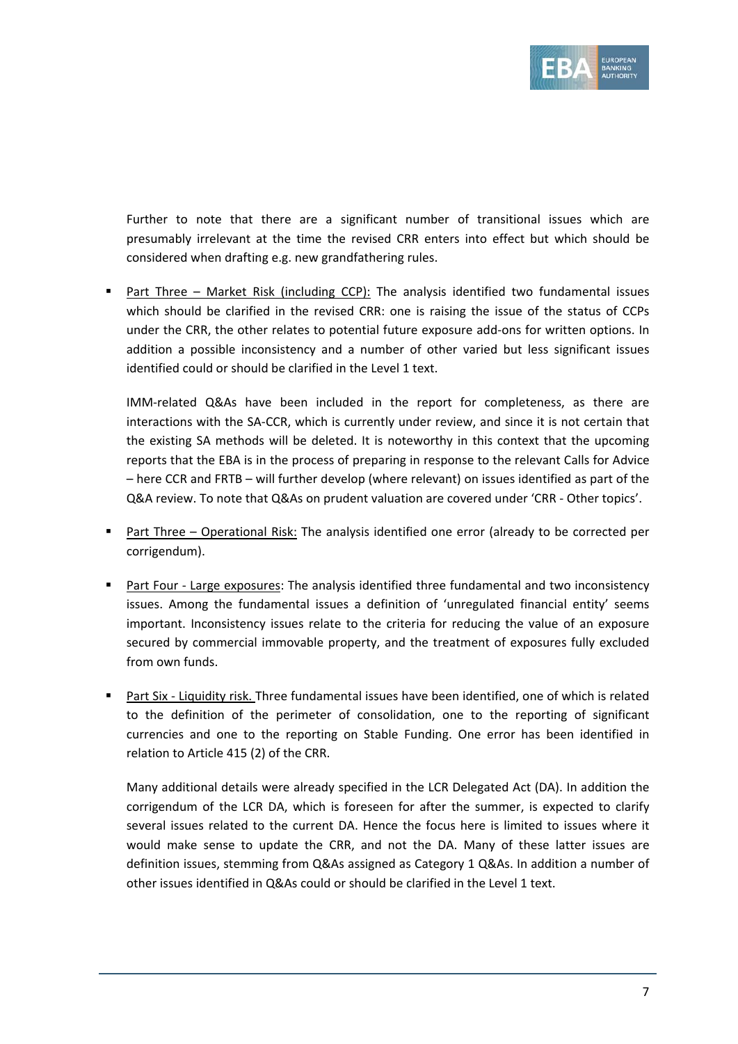Further to note that there are a significant number of transitional issues which are presumably irrelevant at the time the revised CRR enters into effect but which should be considered when drafting e.g. new grandfathering rules.

- Part Three – Market Risk (including CCP): The analysis identified two fundamental issues which should be clarified in the revised CRR: one is raising the issue of the status of CCPs under the CRR, the other relates to potential future exposure add-ons for written options. In addition a possible inconsistency and a number of other varied but less significant issues identified could or should be clarified in the Level 1 text.

  IMM-related Q&As have been included in the report for completeness, as there are interactions with the SA-CCR, which is currently under review, and since it is not certain that the existing SA methods will be deleted. It is noteworthy in this context that the upcoming reports that the EBA is in the process of preparing in response to the relevant Calls for Advice – here CCR and FRTB – will further develop (where relevant) on issues identified as part of the Q&A review. To note that Q&As on prudent valuation are covered under 'CRR - Other topics'.

- Part Three – Operational Risk: The analysis identified one error (already to be corrected per corrigendum).

- Part Four - Large exposures: The analysis identified three fundamental and two inconsistency issues. Among the fundamental issues a definition of 'unregulated financial entity' seems important. Inconsistency issues relate to the criteria for reducing the value of an exposure secured by commercial immovable property, and the treatment of exposures fully excluded from own funds.

- Part Six - Liquidity risk. Three fundamental issues have been identified, one of which is related to the definition of the perimeter of consolidation, one to the reporting of significant currencies and one to the reporting on Stable Funding. One error has been identified in relation to Article 415 (2) of the CRR.

  Many additional details were already specified in the LCR Delegated Act (DA). In addition the corrigendum of the LCR DA, which is foreseen for after the summer, is expected to clarify several issues related to the current DA. Hence the focus here is limited to issues where it would make sense to update the CRR, and not the DA. Many of these latter issues are definition issues, stemming from Q&As assigned as Category 1 Q&As. In addition a number of other issues identified in Q&As could or should be clarified in the Level 1 text.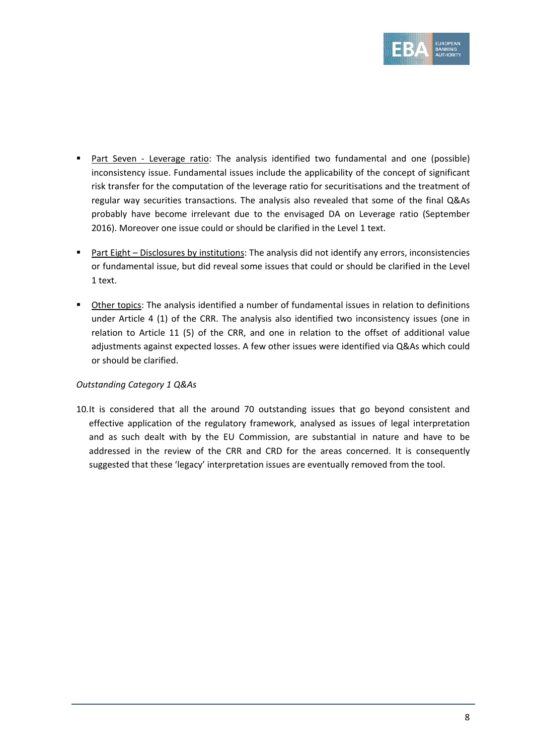- Part Seven - Leverage ratio: The analysis identified two fundamental and one (possible) inconsistency issue. Fundamental issues include the applicability of the concept of significant risk transfer for the computation of the leverage ratio for securitisations and the treatment of regular way securities transactions. The analysis also revealed that some of the final Q&As probably have become irrelevant due to the envisaged DA on Leverage ratio (September 2016). Moreover one issue could or should be clarified in the Level 1 text.

- Part Eight – Disclosures by institutions: The analysis did not identify any errors, inconsistencies or fundamental issue, but did reveal some issues that could or should be clarified in the Level 1 text.

- Other topics: The analysis identified a number of fundamental issues in relation to definitions under Article 4 (1) of the CRR. The analysis also identified two inconsistency issues (one in relation to Article 11 (5) of the CRR, and one in relation to the offset of additional value adjustments against expected losses. A few other issues were identified via Q&As which could or should be clarified.

*Outstanding Category 1 Q&As*

10. It is considered that all the around 70 outstanding issues that go beyond consistent and effective application of the regulatory framework, analysed as issues of legal interpretation and as such dealt with by the EU Commission, are substantial in nature and have to be addressed in the review of the CRR and CRD for the areas concerned. It is consequently suggested that these 'legacy' interpretation issues are eventually removed from the tool.